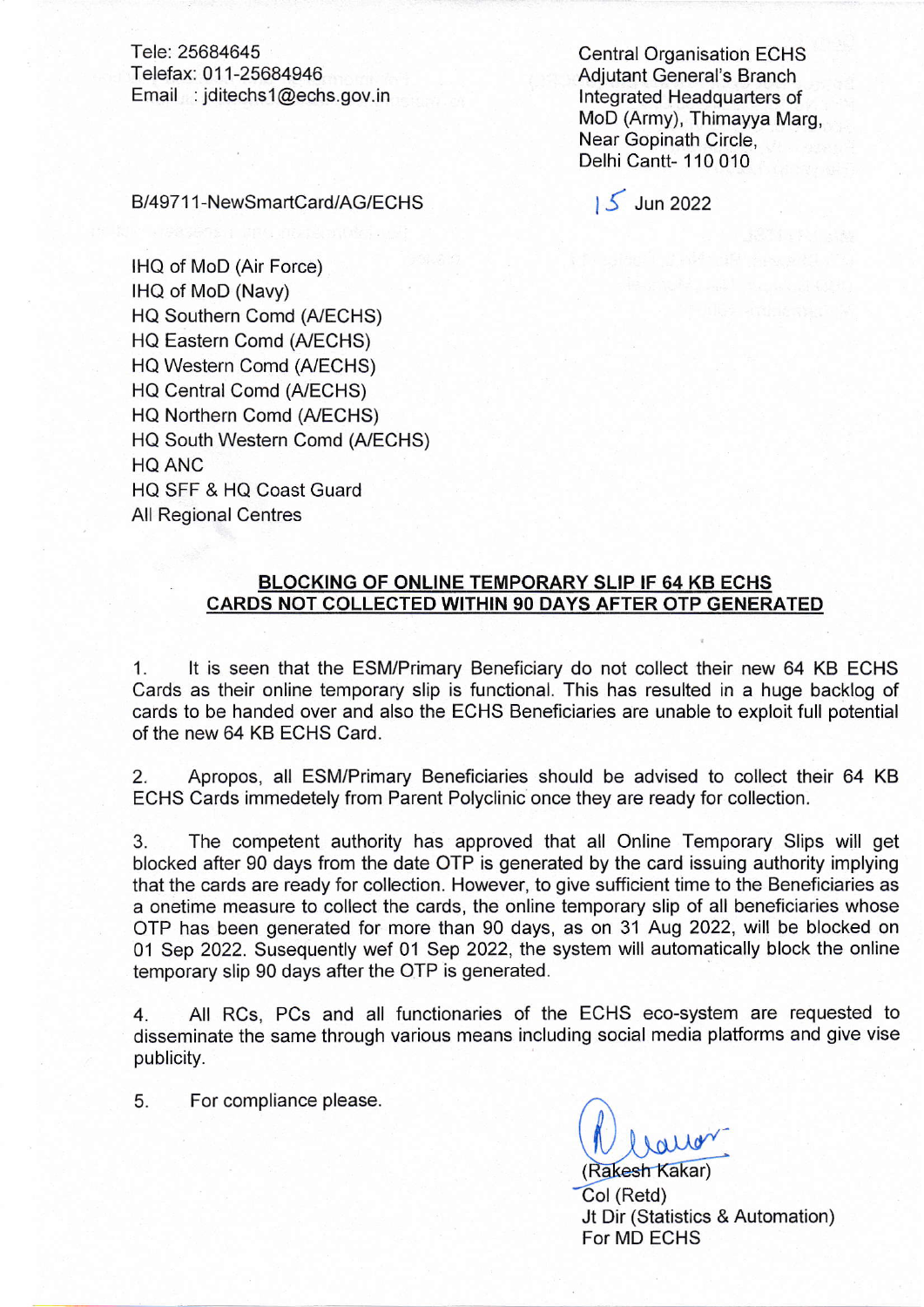Tele: 25684645
Telefax: 011-25684946
Email : jditechs1@echs.gov.in

Central Organisation ECHS
Adjutant General's Branch
Integrated Headquarters of
MoD (Army), Thimayya Marg,
Near Gopinath Circle,
Delhi Cantt- 110 010

B/49711-NewSmartCard/AG/ECHS

15 Jun 2022

IHQ of MoD (Air Force)
IHQ of MoD (Navy)
HQ Southern Comd (A/ECHS)
HQ Eastern Comd (A/ECHS)
HQ Western Comd (A/ECHS)
HQ Central Comd (A/ECHS)
HQ Northern Comd (A/ECHS)
HQ South Western Comd (A/ECHS)
HQ ANC
HQ SFF & HQ Coast Guard
All Regional Centres

**BLOCKING OF ONLINE TEMPORARY SLIP IF 64 KB ECHS CARDS NOT COLLECTED WITHIN 90 DAYS AFTER OTP GENERATED**

1. It is seen that the ESM/Primary Beneficiary do not collect their new 64 KB ECHS Cards as their online temporary slip is functional. This has resulted in a huge backlog of cards to be handed over and also the ECHS Beneficiaries are unable to exploit full potential of the new 64 KB ECHS Card.

2. Apropos, all ESM/Primary Beneficiaries should be advised to collect their 64 KB ECHS Cards immedetely from Parent Polyclinic once they are ready for collection.

3. The competent authority has approved that all Online Temporary Slips will get blocked after 90 days from the date OTP is generated by the card issuing authority implying that the cards are ready for collection. However, to give sufficient time to the Beneficiaries as a onetime measure to collect the cards, the online temporary slip of all beneficiaries whose OTP has been generated for more than 90 days, as on 31 Aug 2022, will be blocked on 01 Sep 2022. Susequently wef 01 Sep 2022, the system will automatically block the online temporary slip 90 days after the OTP is generated.

4. All RCs, PCs and all functionaries of the ECHS eco-system are requested to disseminate the same through various means including social media platforms and give vise publicity.

5. For compliance please.

(Rakesh Kakar)
Col (Retd)
Jt Dir (Statistics & Automation)
For MD ECHS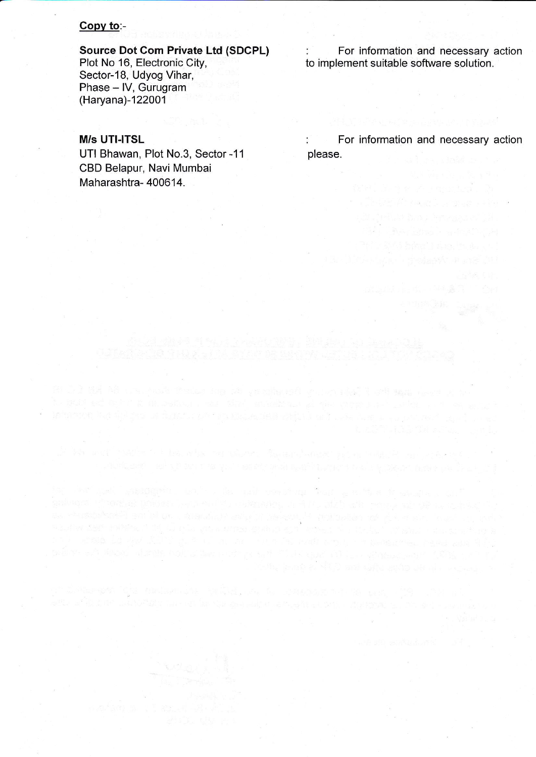**Copy to**:-

**Source Dot Com Private Ltd (SDCPL)**
Plot No 16, Electronic City,
Sector-18, Udyog Vihar,
Phase – IV, Gurugram
(Haryana)-122001

: For information and necessary action to implement suitable software solution.

**M/s UTI-ITSL**
UTI Bhawan, Plot No.3, Sector -11
CBD Belapur, Navi Mumbai
Maharashtra- 400614.

: For information and necessary action please.